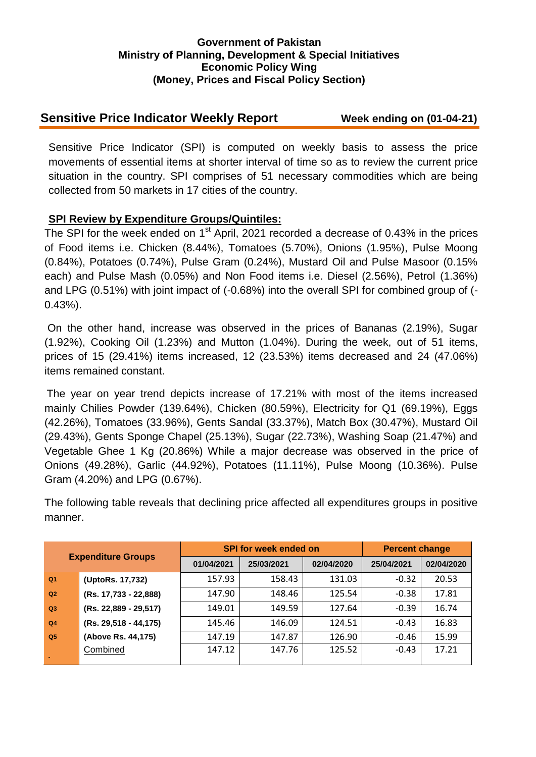**Government of Pakistan**
**Ministry of Planning, Development & Special Initiatives**
**Economic Policy Wing**
**(Money, Prices and Fiscal Policy Section)**

## Sensitive Price Indicator Weekly Report

**Week ending on (01-04-21)**

Sensitive Price Indicator (SPI) is computed on weekly basis to assess the price movements of essential items at shorter interval of time so as to review the current price situation in the country. SPI comprises of 51 necessary commodities which are being collected from 50 markets in 17 cities of the country.

### SPI Review by Expenditure Groups/Quintiles:

The SPI for the week ended on 1st April, 2021 recorded a decrease of 0.43% in the prices of Food items i.e. Chicken (8.44%), Tomatoes (5.70%), Onions (1.95%), Pulse Moong (0.84%), Potatoes (0.74%), Pulse Gram (0.24%), Mustard Oil and Pulse Masoor (0.15% each) and Pulse Mash (0.05%) and Non Food items i.e. Diesel (2.56%), Petrol (1.36%) and LPG (0.51%) with joint impact of (-0.68%) into the overall SPI for combined group of (-0.43%).

On the other hand, increase was observed in the prices of Bananas (2.19%), Sugar (1.92%), Cooking Oil (1.23%) and Mutton (1.04%). During the week, out of 51 items, prices of 15 (29.41%) items increased, 12 (23.53%) items decreased and 24 (47.06%) items remained constant.

The year on year trend depicts increase of 17.21% with most of the items increased mainly Chilies Powder (139.64%), Chicken (80.59%), Electricity for Q1 (69.19%), Eggs (42.26%), Tomatoes (33.96%), Gents Sandal (33.37%), Match Box (30.47%), Mustard Oil (29.43%), Gents Sponge Chapel (25.13%), Sugar (22.73%), Washing Soap (21.47%) and Vegetable Ghee 1 Kg (20.86%) While a major decrease was observed in the price of Onions (49.28%), Garlic (44.92%), Potatoes (11.11%), Pulse Moong (10.36%). Pulse Gram (4.20%) and LPG (0.67%).

The following table reveals that declining price affected all expenditures groups in positive manner.

| Expenditure Groups | | SPI for week ended on | | | Percent change | |
|---|---|---|---|---|---|---|
| | | 01/04/2021 | 25/03/2021 | 02/04/2020 | 25/04/2021 | 02/04/2020 |
| Q1 | (UptoRs. 17,732) | 157.93 | 158.43 | 131.03 | -0.32 | 20.53 |
| Q2 | (Rs. 17,733 - 22,888) | 147.90 | 148.46 | 125.54 | -0.38 | 17.81 |
| Q3 | (Rs. 22,889 - 29,517) | 149.01 | 149.59 | 127.64 | -0.39 | 16.74 |
| Q4 | (Rs. 29,518 - 44,175) | 145.46 | 146.09 | 124.51 | -0.43 | 16.83 |
| Q5 | (Above Rs. 44,175) | 147.19 | 147.87 | 126.90 | -0.46 | 15.99 |
| | Combined | 147.12 | 147.76 | 125.52 | -0.43 | 17.21 |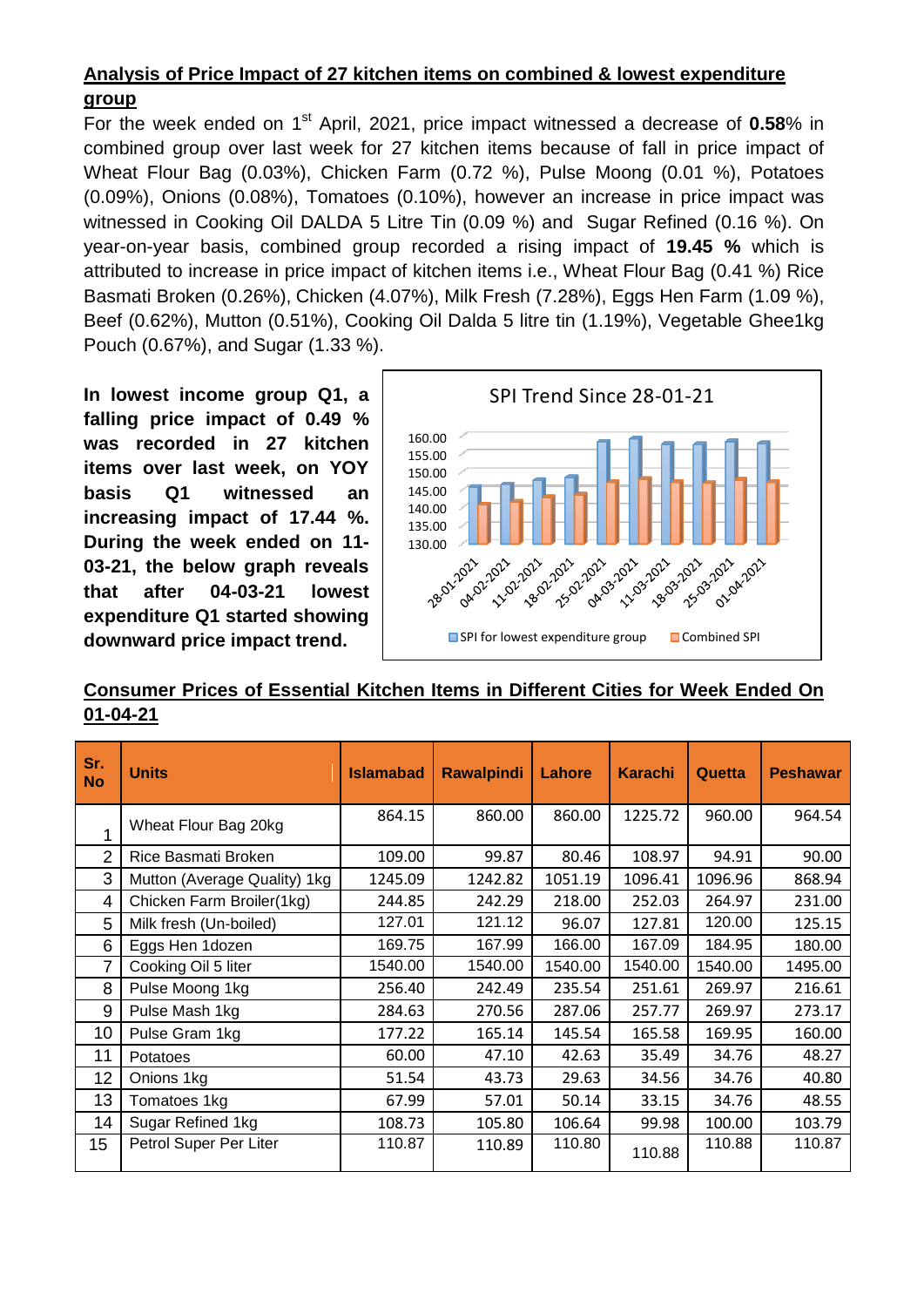## **Analysis of Price Impact of 27 kitchen items on combined & lowest expenditure group**

For the week ended on 1st April, 2021, price impact witnessed a decrease of **0.58**% in combined group over last week for 27 kitchen items because of fall in price impact of Wheat Flour Bag (0.03%), Chicken Farm (0.72 %), Pulse Moong (0.01 %), Potatoes (0.09%), Onions (0.08%), Tomatoes (0.10%), however an increase in price impact was witnessed in Cooking Oil DALDA 5 Litre Tin (0.09 %) and Sugar Refined (0.16 %). On year-on-year basis, combined group recorded a rising impact of **19.45 %** which is attributed to increase in price impact of kitchen items i.e., Wheat Flour Bag (0.41 %) Rice Basmati Broken (0.26%), Chicken (4.07%), Milk Fresh (7.28%), Eggs Hen Farm (1.09 %), Beef (0.62%), Mutton (0.51%), Cooking Oil Dalda 5 litre tin (1.19%), Vegetable Ghee1kg Pouch (0.67%), and Sugar (1.33 %).

**In lowest income group Q1, a falling price impact of 0.49 % was recorded in 27 kitchen items over last week, on YOY basis Q1 witnessed an increasing impact of 17.44 %. During the week ended on 11-03-21, the below graph reveals that after 04-03-21 lowest expenditure Q1 started showing downward price impact trend.**

## **Consumer Prices of Essential Kitchen Items in Different Cities for Week Ended On 01-04-21**

| Sr. No | Units | Islamabad | Rawalpindi | Lahore | Karachi | Quetta | Peshawar |
|---|---|---|---|---|---|---|---|
| 1 | Wheat Flour Bag 20kg | 864.15 | 860.00 | 860.00 | 1225.72 | 960.00 | 964.54 |
| 2 | Rice Basmati Broken | 109.00 | 99.87 | 80.46 | 108.97 | 94.91 | 90.00 |
| 3 | Mutton (Average Quality) 1kg | 1245.09 | 1242.82 | 1051.19 | 1096.41 | 1096.96 | 868.94 |
| 4 | Chicken Farm Broiler(1kg) | 244.85 | 242.29 | 218.00 | 252.03 | 264.97 | 231.00 |
| 5 | Milk fresh (Un-boiled) | 127.01 | 121.12 | 96.07 | 127.81 | 120.00 | 125.15 |
| 6 | Eggs Hen 1dozen | 169.75 | 167.99 | 166.00 | 167.09 | 184.95 | 180.00 |
| 7 | Cooking Oil 5 liter | 1540.00 | 1540.00 | 1540.00 | 1540.00 | 1540.00 | 1495.00 |
| 8 | Pulse Moong 1kg | 256.40 | 242.49 | 235.54 | 251.61 | 269.97 | 216.61 |
| 9 | Pulse Mash 1kg | 284.63 | 270.56 | 287.06 | 257.77 | 269.97 | 273.17 |
| 10 | Pulse Gram 1kg | 177.22 | 165.14 | 145.54 | 165.58 | 169.95 | 160.00 |
| 11 | Potatoes | 60.00 | 47.10 | 42.63 | 35.49 | 34.76 | 48.27 |
| 12 | Onions 1kg | 51.54 | 43.73 | 29.63 | 34.56 | 34.76 | 40.80 |
| 13 | Tomatoes 1kg | 67.99 | 57.01 | 50.14 | 33.15 | 34.76 | 48.55 |
| 14 | Sugar Refined 1kg | 108.73 | 105.80 | 106.64 | 99.98 | 100.00 | 103.79 |
| 15 | Petrol Super Per Liter | 110.87 | 110.89 | 110.80 | 110.88 | 110.88 | 110.87 |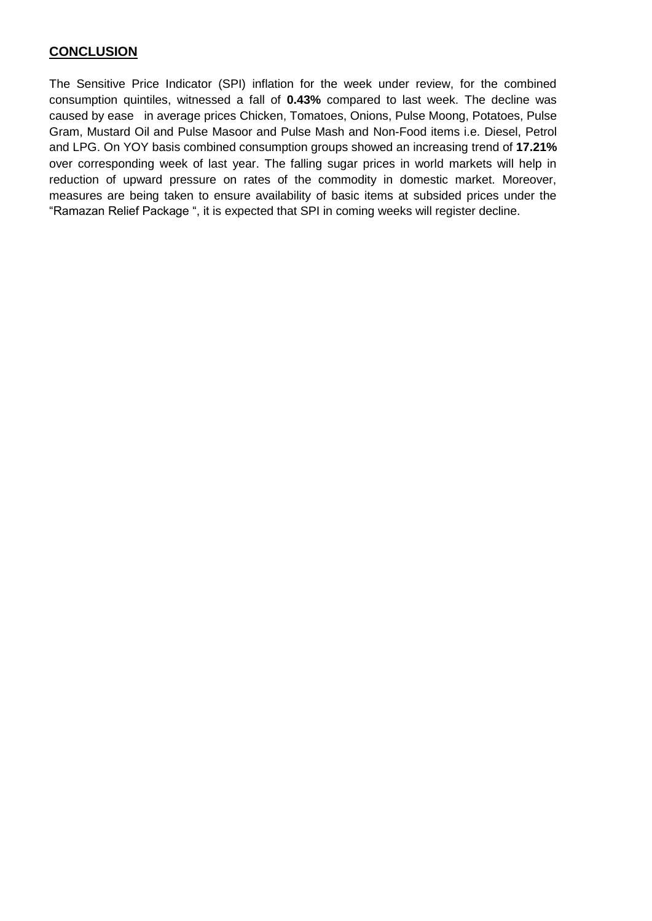## **CONCLUSION**

The Sensitive Price Indicator (SPI) inflation for the week under review, for the combined consumption quintiles, witnessed a fall of **0.43%** compared to last week. The decline was caused by ease in average prices Chicken, Tomatoes, Onions, Pulse Moong, Potatoes, Pulse Gram, Mustard Oil and Pulse Masoor and Pulse Mash and Non-Food items i.e. Diesel, Petrol and LPG. On YOY basis combined consumption groups showed an increasing trend of **17.21%** over corresponding week of last year. The falling sugar prices in world markets will help in reduction of upward pressure on rates of the commodity in domestic market. Moreover, measures are being taken to ensure availability of basic items at subsided prices under the "Ramazan Relief Package ", it is expected that SPI in coming weeks will register decline.